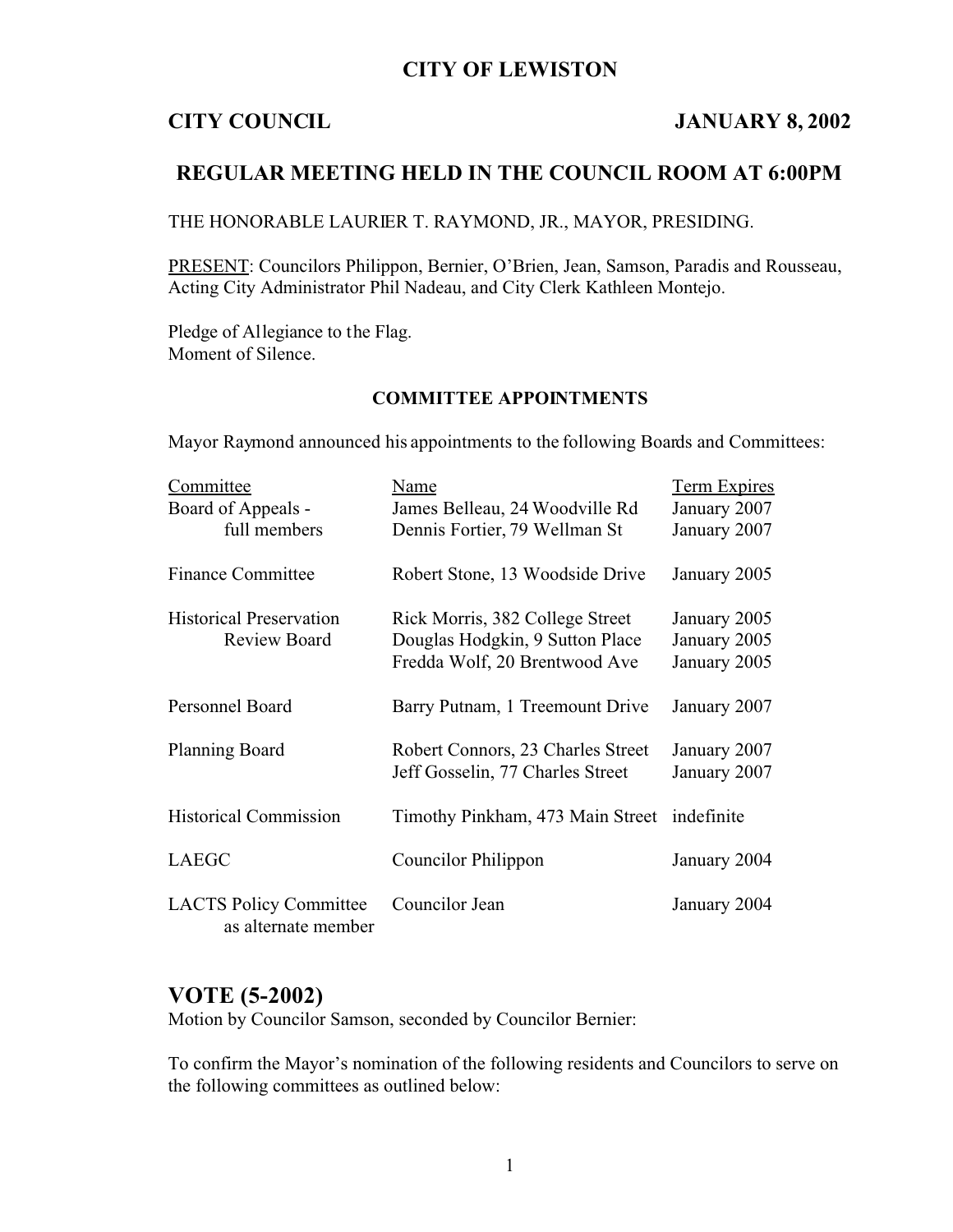# CITY OF LEWISTON

**CITY COUNCIL** **JANUARY 8, 2002**

## REGULAR MEETING HELD IN THE COUNCIL ROOM AT 6:00PM

THE HONORABLE LAURIER T. RAYMOND, JR., MAYOR, PRESIDING.

PRESENT: Councilors Philippon, Bernier, O'Brien, Jean, Samson, Paradis and Rousseau, Acting City Administrator Phil Nadeau, and City Clerk Kathleen Montejo.

Pledge of Allegiance to the Flag.
Moment of Silence.

### COMMITTEE APPOINTMENTS

Mayor Raymond announced his appointments to the following Boards and Committees:

| Committee | Name | Term Expires |
|---|---|---|
| Board of Appeals - full members | James Belleau, 24 Woodville Rd | January 2007 |
| | Dennis Fortier, 79 Wellman St | January 2007 |
| Finance Committee | Robert Stone, 13 Woodside Drive | January 2005 |
| Historical Preservation Review Board | Rick Morris, 382 College Street | January 2005 |
| | Douglas Hodgkin, 9 Sutton Place | January 2005 |
| | Fredda Wolf, 20 Brentwood Ave | January 2005 |
| Personnel Board | Barry Putnam, 1 Treemount Drive | January 2007 |
| Planning Board | Robert Connors, 23 Charles Street | January 2007 |
| | Jeff Gosselin, 77 Charles Street | January 2007 |
| Historical Commission | Timothy Pinkham, 473 Main Street | indefinite |
| LAEGC | Councilor Philippon | January 2004 |
| LACTS Policy Committee as alternate member | Councilor Jean | January 2004 |

## VOTE (5-2002)

Motion by Councilor Samson, seconded by Councilor Bernier:

To confirm the Mayor's nomination of the following residents and Councilors to serve on the following committees as outlined below: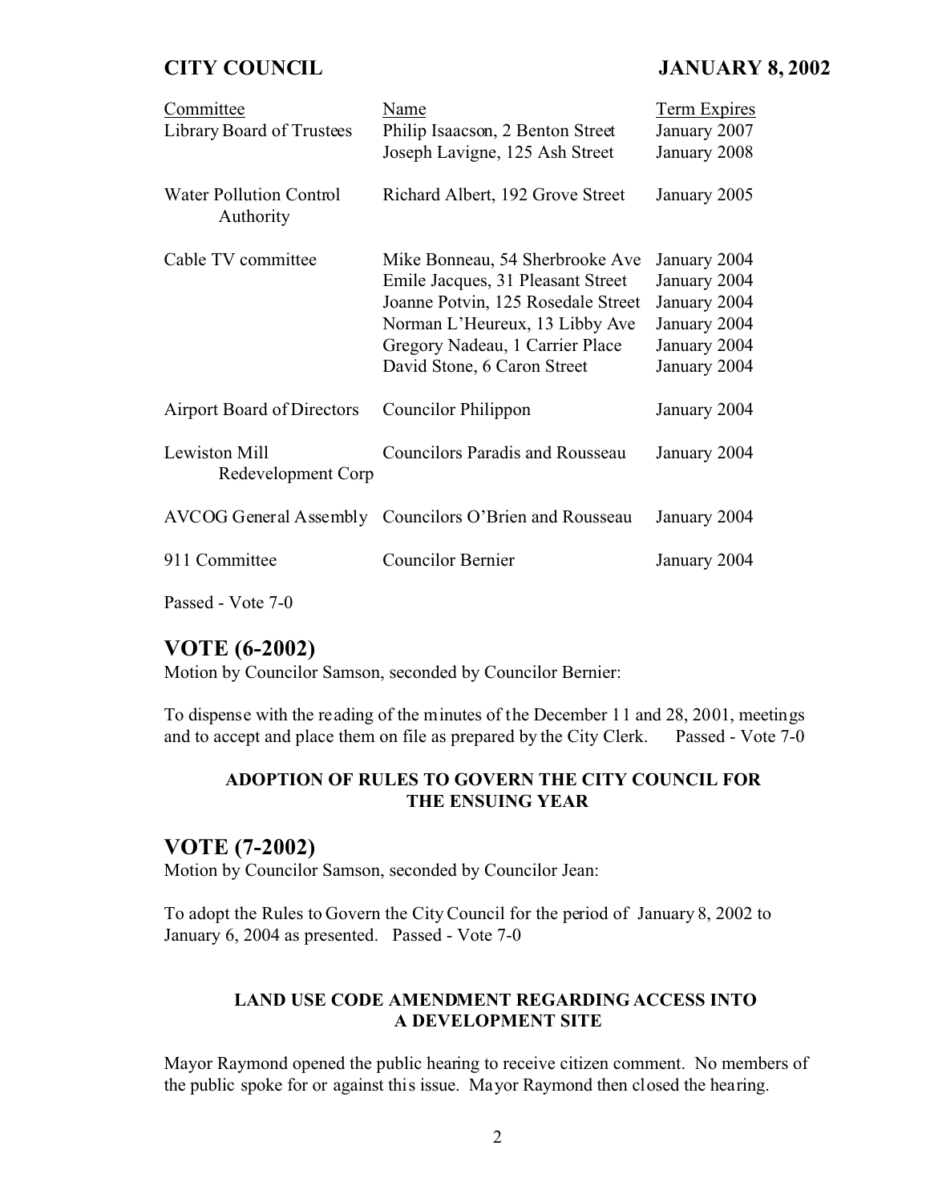| Committee | Name | Term Expires |
|---|---|---|
| Library Board of Trustees | Philip Isaacson, 2 Benton Street | January 2007 |
| | Joseph Lavigne, 125 Ash Street | January 2008 |
| Water Pollution Control Authority | Richard Albert, 192 Grove Street | January 2005 |
| Cable TV committee | Mike Bonneau, 54 Sherbrooke Ave | January 2004 |
| | Emile Jacques, 31 Pleasant Street | January 2004 |
| | Joanne Potvin, 125 Rosedale Street | January 2004 |
| | Norman L'Heureux, 13 Libby Ave | January 2004 |
| | Gregory Nadeau, 1 Carrier Place | January 2004 |
| | David Stone, 6 Caron Street | January 2004 |
| Airport Board of Directors | Councilor Philippon | January 2004 |
| Lewiston Mill Redevelopment Corp | Councilors Paradis and Rousseau | January 2004 |
| AVCOG General Assembly | Councilors O'Brien and Rousseau | January 2004 |
| 911 Committee | Councilor Bernier | January 2004 |

Passed - Vote 7-0

## VOTE (6-2002)

Motion by Councilor Samson, seconded by Councilor Bernier:

To dispense with the reading of the minutes of the December 11 and 28, 2001, meetings and to accept and place them on file as prepared by the City Clerk. Passed - Vote 7-0

**ADOPTION OF RULES TO GOVERN THE CITY COUNCIL FOR THE ENSUING YEAR**

## VOTE (7-2002)

Motion by Councilor Samson, seconded by Councilor Jean:

To adopt the Rules to Govern the City Council for the period of January 8, 2002 to January 6, 2004 as presented. Passed - Vote 7-0

**LAND USE CODE AMENDMENT REGARDING ACCESS INTO A DEVELOPMENT SITE**

Mayor Raymond opened the public hearing to receive citizen comment. No members of the public spoke for or against this issue. Mayor Raymond then closed the hearing.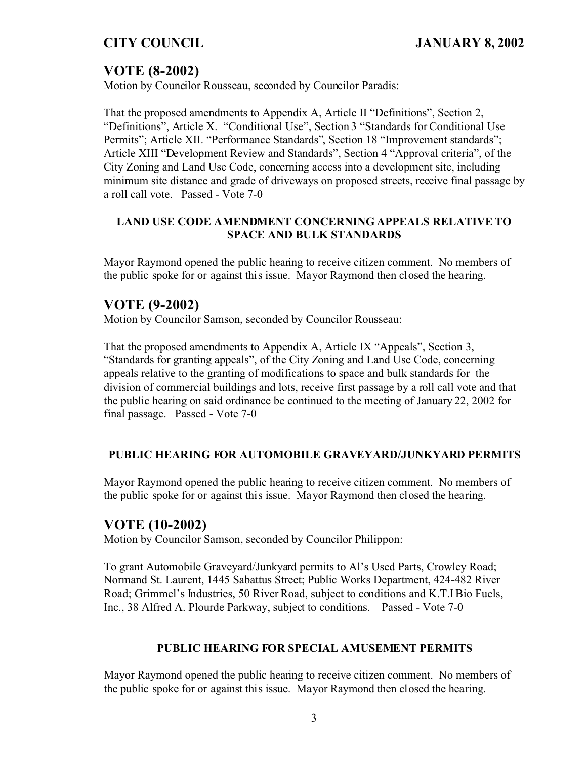## VOTE (8-2002)

Motion by Councilor Rousseau, seconded by Councilor Paradis:

That the proposed amendments to Appendix A, Article II "Definitions", Section 2, "Definitions", Article X. "Conditional Use", Section 3 "Standards for Conditional Use Permits"; Article XII. "Performance Standards", Section 18 "Improvement standards"; Article XIII "Development Review and Standards", Section 4 "Approval criteria", of the City Zoning and Land Use Code, concerning access into a development site, including minimum site distance and grade of driveways on proposed streets, receive final passage by a roll call vote. Passed - Vote 7-0

### LAND USE CODE AMENDMENT CONCERNING APPEALS RELATIVE TO SPACE AND BULK STANDARDS

Mayor Raymond opened the public hearing to receive citizen comment. No members of the public spoke for or against this issue. Mayor Raymond then closed the hearing.

## VOTE (9-2002)

Motion by Councilor Samson, seconded by Councilor Rousseau:

That the proposed amendments to Appendix A, Article IX "Appeals", Section 3, "Standards for granting appeals", of the City Zoning and Land Use Code, concerning appeals relative to the granting of modifications to space and bulk standards for the division of commercial buildings and lots, receive first passage by a roll call vote and that the public hearing on said ordinance be continued to the meeting of January 22, 2002 for final passage. Passed - Vote 7-0

### PUBLIC HEARING FOR AUTOMOBILE GRAVEYARD/JUNKYARD PERMITS

Mayor Raymond opened the public hearing to receive citizen comment. No members of the public spoke for or against this issue. Mayor Raymond then closed the hearing.

## VOTE (10-2002)

Motion by Councilor Samson, seconded by Councilor Philippon:

To grant Automobile Graveyard/Junkyard permits to Al's Used Parts, Crowley Road; Normand St. Laurent, 1445 Sabattus Street; Public Works Department, 424-482 River Road; Grimmel's Industries, 50 River Road, subject to conditions and K.T.I Bio Fuels, Inc., 38 Alfred A. Plourde Parkway, subject to conditions. Passed - Vote 7-0

### PUBLIC HEARING FOR SPECIAL AMUSEMENT PERMITS

Mayor Raymond opened the public hearing to receive citizen comment. No members of the public spoke for or against this issue. Mayor Raymond then closed the hearing.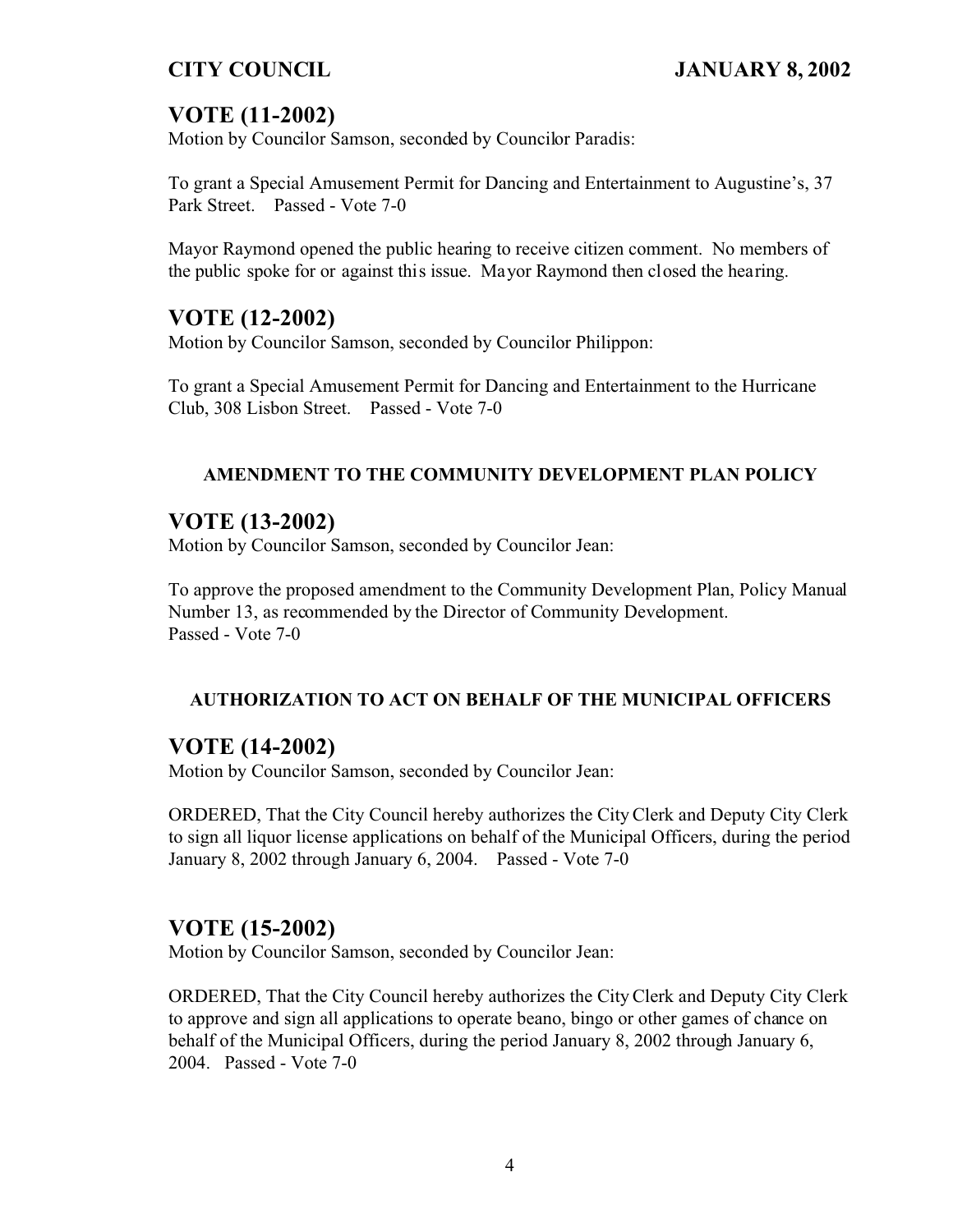## VOTE (11-2002)

Motion by Councilor Samson, seconded by Councilor Paradis:

To grant a Special Amusement Permit for Dancing and Entertainment to Augustine's, 37 Park Street. Passed - Vote 7-0

Mayor Raymond opened the public hearing to receive citizen comment. No members of the public spoke for or against this issue. Mayor Raymond then closed the hearing.

## VOTE (12-2002)

Motion by Councilor Samson, seconded by Councilor Philippon:

To grant a Special Amusement Permit for Dancing and Entertainment to the Hurricane Club, 308 Lisbon Street. Passed - Vote 7-0

#### AMENDMENT TO THE COMMUNITY DEVELOPMENT PLAN POLICY

## VOTE (13-2002)

Motion by Councilor Samson, seconded by Councilor Jean:

To approve the proposed amendment to the Community Development Plan, Policy Manual Number 13, as recommended by the Director of Community Development.
Passed - Vote 7-0

#### AUTHORIZATION TO ACT ON BEHALF OF THE MUNICIPAL OFFICERS

## VOTE (14-2002)

Motion by Councilor Samson, seconded by Councilor Jean:

ORDERED, That the City Council hereby authorizes the City Clerk and Deputy City Clerk to sign all liquor license applications on behalf of the Municipal Officers, during the period January 8, 2002 through January 6, 2004. Passed - Vote 7-0

## VOTE (15-2002)

Motion by Councilor Samson, seconded by Councilor Jean:

ORDERED, That the City Council hereby authorizes the City Clerk and Deputy City Clerk to approve and sign all applications to operate beano, bingo or other games of chance on behalf of the Municipal Officers, during the period January 8, 2002 through January 6, 2004. Passed - Vote 7-0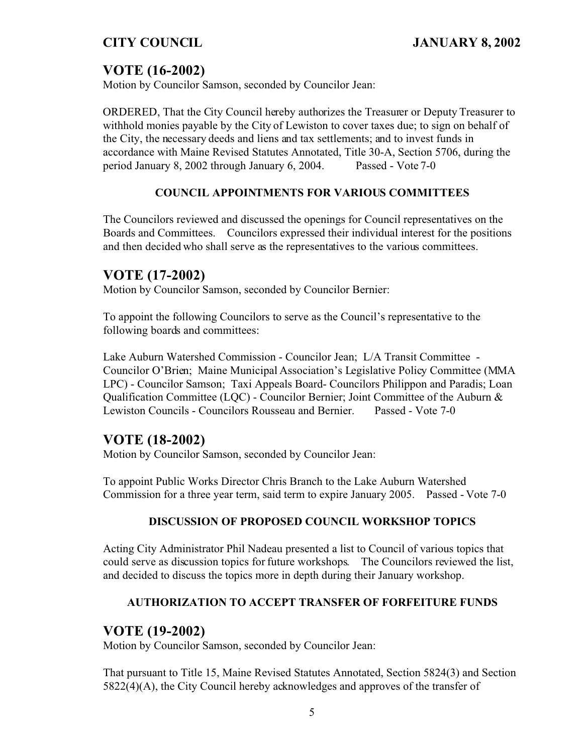## VOTE (16-2002)

Motion by Councilor Samson, seconded by Councilor Jean:

ORDERED, That the City Council hereby authorizes the Treasurer or Deputy Treasurer to withhold monies payable by the City of Lewiston to cover taxes due; to sign on behalf of the City, the necessary deeds and liens and tax settlements; and to invest funds in accordance with Maine Revised Statutes Annotated, Title 30-A, Section 5706, during the period January 8, 2002 through January 6, 2004. Passed - Vote 7-0

### COUNCIL APPOINTMENTS FOR VARIOUS COMMITTEES

The Councilors reviewed and discussed the openings for Council representatives on the Boards and Committees. Councilors expressed their individual interest for the positions and then decided who shall serve as the representatives to the various committees.

## VOTE (17-2002)

Motion by Councilor Samson, seconded by Councilor Bernier:

To appoint the following Councilors to serve as the Council's representative to the following boards and committees:

Lake Auburn Watershed Commission - Councilor Jean; L/A Transit Committee - Councilor O'Brien; Maine Municipal Association's Legislative Policy Committee (MMA LPC) - Councilor Samson; Taxi Appeals Board- Councilors Philippon and Paradis; Loan Qualification Committee (LQC) - Councilor Bernier; Joint Committee of the Auburn & Lewiston Councils - Councilors Rousseau and Bernier. Passed - Vote 7-0

## VOTE (18-2002)

Motion by Councilor Samson, seconded by Councilor Jean:

To appoint Public Works Director Chris Branch to the Lake Auburn Watershed Commission for a three year term, said term to expire January 2005. Passed - Vote 7-0

### DISCUSSION OF PROPOSED COUNCIL WORKSHOP TOPICS

Acting City Administrator Phil Nadeau presented a list to Council of various topics that could serve as discussion topics for future workshops. The Councilors reviewed the list, and decided to discuss the topics more in depth during their January workshop.

### AUTHORIZATION TO ACCEPT TRANSFER OF FORFEITURE FUNDS

## VOTE (19-2002)

Motion by Councilor Samson, seconded by Councilor Jean:

That pursuant to Title 15, Maine Revised Statutes Annotated, Section 5824(3) and Section 5822(4)(A), the City Council hereby acknowledges and approves of the transfer of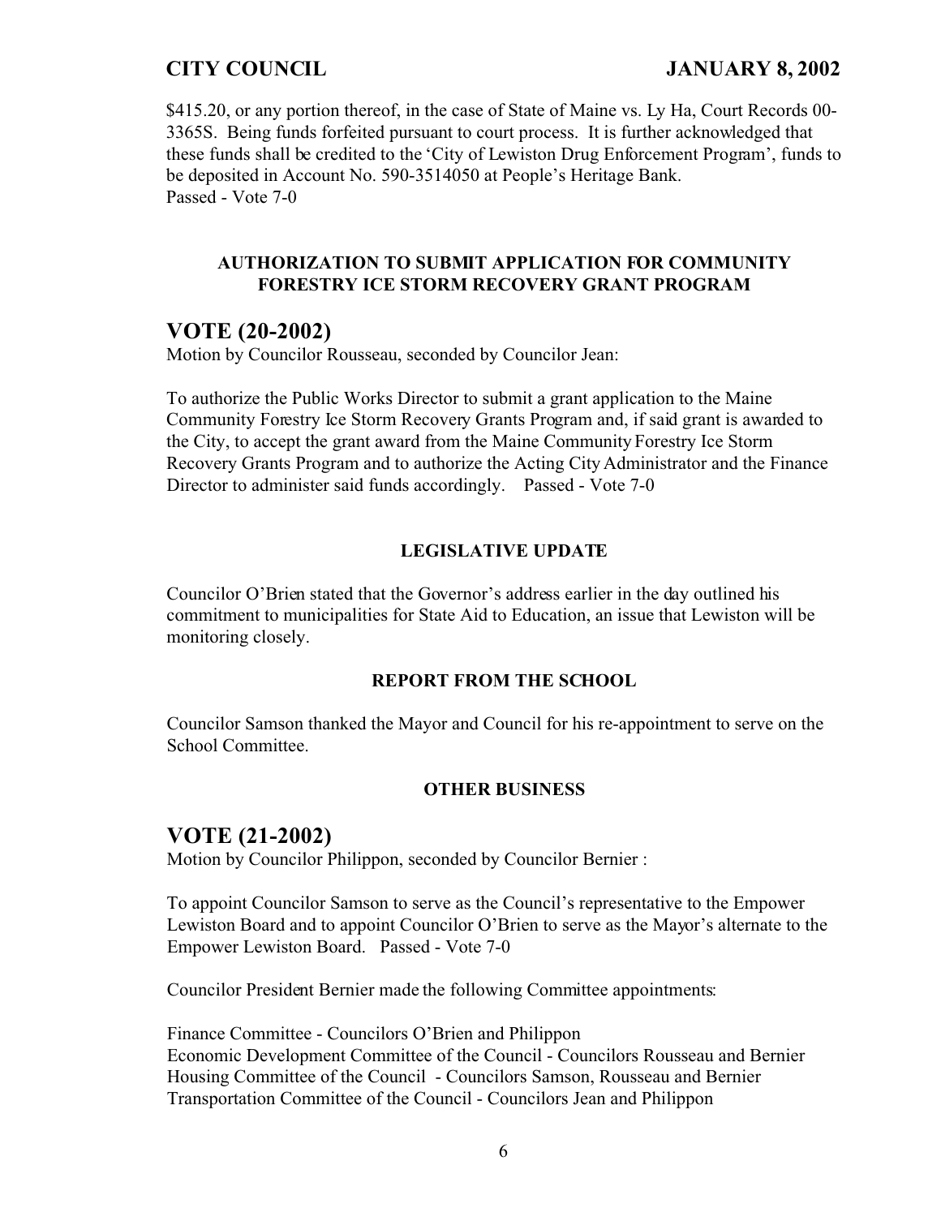$415.20, or any portion thereof, in the case of State of Maine vs. Ly Ha, Court Records 00-3365S. Being funds forfeited pursuant to court process. It is further acknowledged that these funds shall be credited to the 'City of Lewiston Drug Enforcement Program', funds to be deposited in Account No. 590-3514050 at People's Heritage Bank.
Passed - Vote 7-0

**AUTHORIZATION TO SUBMIT APPLICATION FOR COMMUNITY FORESTRY ICE STORM RECOVERY GRANT PROGRAM**

## VOTE (20-2002)

Motion by Councilor Rousseau, seconded by Councilor Jean:

To authorize the Public Works Director to submit a grant application to the Maine Community Forestry Ice Storm Recovery Grants Program and, if said grant is awarded to the City, to accept the grant award from the Maine Community Forestry Ice Storm Recovery Grants Program and to authorize the Acting City Administrator and the Finance Director to administer said funds accordingly. Passed - Vote 7-0

**LEGISLATIVE UPDATE**

Councilor O'Brien stated that the Governor's address earlier in the day outlined his commitment to municipalities for State Aid to Education, an issue that Lewiston will be monitoring closely.

**REPORT FROM THE SCHOOL**

Councilor Samson thanked the Mayor and Council for his re-appointment to serve on the School Committee.

**OTHER BUSINESS**

## VOTE (21-2002)

Motion by Councilor Philippon, seconded by Councilor Bernier :

To appoint Councilor Samson to serve as the Council's representative to the Empower Lewiston Board and to appoint Councilor O'Brien to serve as the Mayor's alternate to the Empower Lewiston Board. Passed - Vote 7-0

Councilor President Bernier made the following Committee appointments:

Finance Committee - Councilors O'Brien and Philippon
Economic Development Committee of the Council - Councilors Rousseau and Bernier
Housing Committee of the Council - Councilors Samson, Rousseau and Bernier
Transportation Committee of the Council - Councilors Jean and Philippon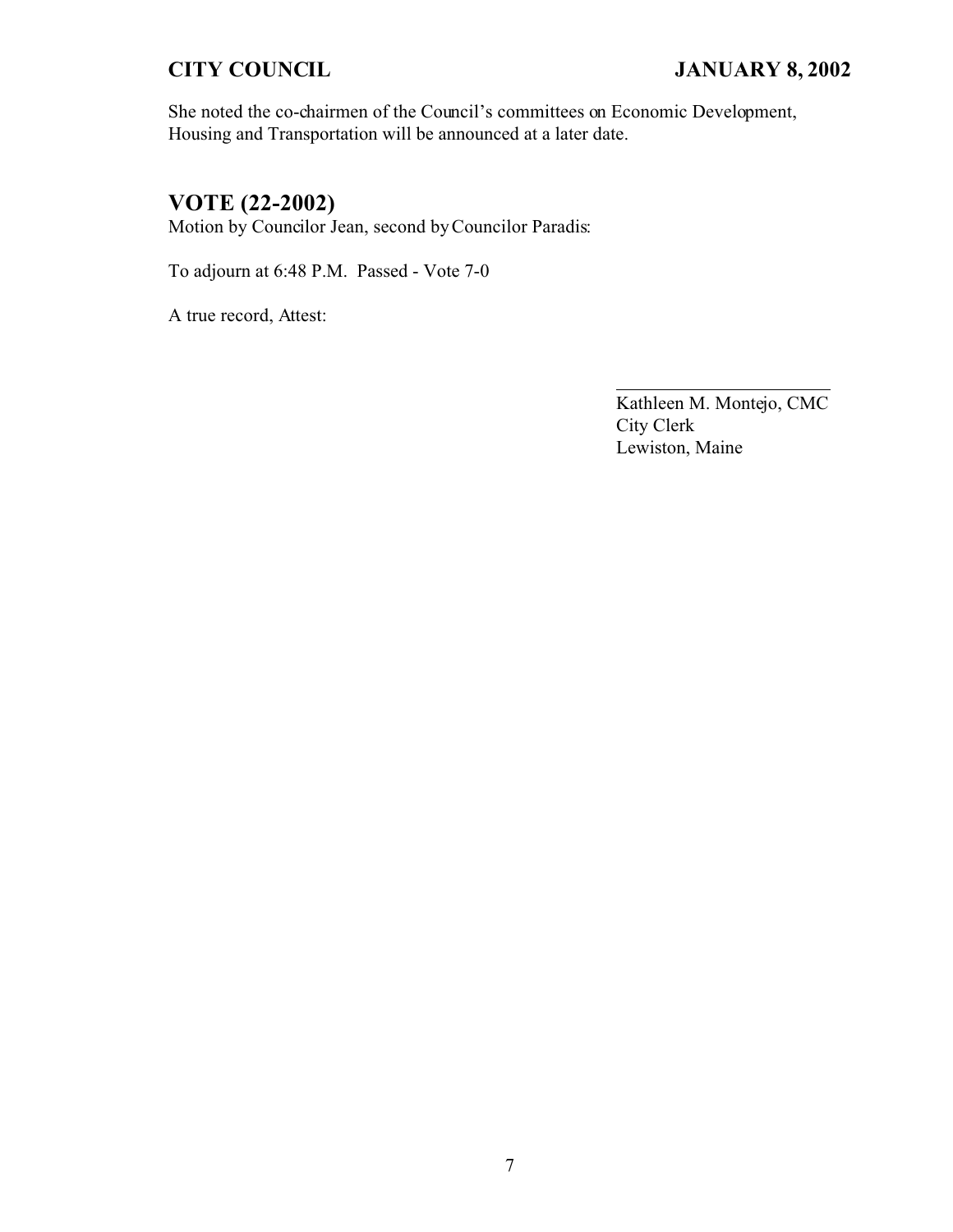She noted the co-chairmen of the Council's committees on Economic Development, Housing and Transportation will be announced at a later date.

## VOTE (22-2002)

Motion by Councilor Jean, second by Councilor Paradis:

To adjourn at 6:48 P.M. Passed - Vote 7-0

A true record, Attest:

Kathleen M. Montejo, CMC
City Clerk
Lewiston, Maine